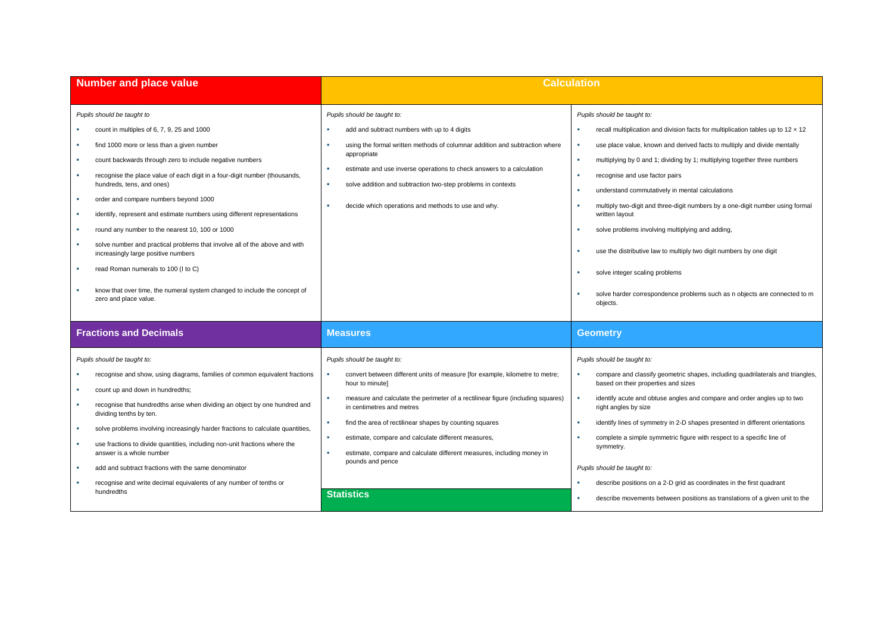## Number and place value

*Pupils should be taught to*

- count in multiples of 6, 7, 9, 25 and 1000
- find 1000 more or less than a given number
- count backwards through zero to include negative numbers
- recognise the place value of each digit in a four-digit number (thousands, hundreds, tens, and ones)
- order and compare numbers beyond 1000
- identify, represent and estimate numbers using different representations
- round any number to the nearest 10, 100 or 1000
- solve number and practical problems that involve all of the above and with increasingly large positive numbers
- read Roman numerals to 100 (I to C)
- know that over time, the numeral system changed to include the concept of zero and place value.

## Calculation

*Pupils should be taught to:*

- add and subtract numbers with up to 4 digits
- using the formal written methods of columnar addition and subtraction where appropriate
- estimate and use inverse operations to check answers to a calculation
- solve addition and subtraction two-step problems in contexts
- decide which operations and methods to use and why.

*Pupils should be taught to:*

- recall multiplication and division facts for multiplication tables up to 12 × 12
- use place value, known and derived facts to multiply and divide mentally
- multiplying by 0 and 1; dividing by 1; multiplying together three numbers
- recognise and use factor pairs
- understand commutatively in mental calculations
- multiply two-digit and three-digit numbers by a one-digit number using formal written layout
- solve problems involving multiplying and adding,
- use the distributive law to multiply two digit numbers by one digit
- solve integer scaling problems
- solve harder correspondence problems such as n objects are connected to m objects.

## Fractions and Decimals

*Pupils should be taught to:*

- recognise and show, using diagrams, families of common equivalent fractions
- count up and down in hundredths;
- recognise that hundredths arise when dividing an object by one hundred and dividing tenths by ten.
- solve problems involving increasingly harder fractions to calculate quantities,
- use fractions to divide quantities, including non-unit fractions where the answer is a whole number
- add and subtract fractions with the same denominator
- recognise and write decimal equivalents of any number of tenths or hundredths

## Measures

*Pupils should be taught to:*

- convert between different units of measure [for example, kilometre to metre; hour to minute]
- measure and calculate the perimeter of a rectilinear figure (including squares) in centimetres and metres
- find the area of rectilinear shapes by counting squares
- estimate, compare and calculate different measures,
- estimate, compare and calculate different measures, including money in pounds and pence

## Statistics

## Geometry

*Pupils should be taught to:*

- compare and classify geometric shapes, including quadrilaterals and triangles, based on their properties and sizes
- identify acute and obtuse angles and compare and order angles up to two right angles by size
- identify lines of symmetry in 2-D shapes presented in different orientations
- complete a simple symmetric figure with respect to a specific line of symmetry.

*Pupils should be taught to:*

- describe positions on a 2-D grid as coordinates in the first quadrant
- describe movements between positions as translations of a given unit to the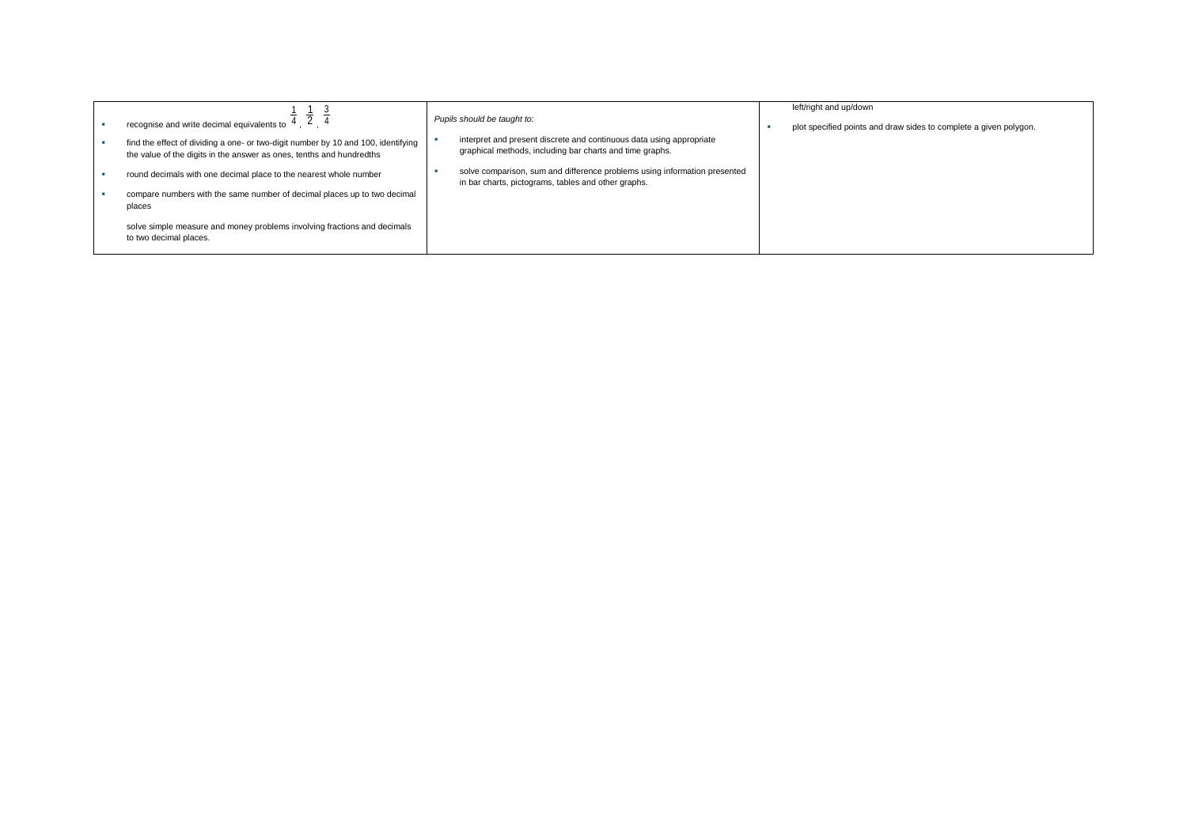| | | |
|---|---|---|
| ▪ recognise and write decimal equivalents to $\frac{1}{4}$, $\frac{1}{2}$, $\frac{3}{4}$<br>▪ find the effect of dividing a one- or two-digit number by 10 and 100, identifying the value of the digits in the answer as ones, tenths and hundredths<br>▪ round decimals with one decimal place to the nearest whole number<br>▪ compare numbers with the same number of decimal places up to two decimal places<br>solve simple measure and money problems involving fractions and decimals to two decimal places. | *Pupils should be taught to:*<br>▪ interpret and present discrete and continuous data using appropriate graphical methods, including bar charts and time graphs.<br>▪ solve comparison, sum and difference problems using information presented in bar charts, pictograms, tables and other graphs. | left/right and up/down<br>▪ plot specified points and draw sides to complete a given polygon. |